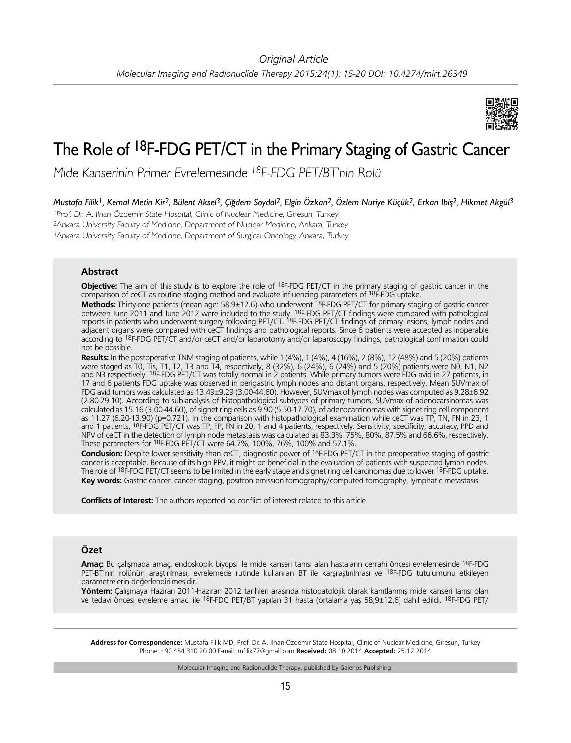Original Article

# The Role of $^{18}$F-FDG PET/CT in the Primary Staging of Gastric Cancer

*Mide Kanserinin Primer Evrelemesinde $^{18}$F-FDG PET/BT'nin Rolü*

*Mustafa Filik[1], Kemal Metin Kir[2], Bülent Aksel[3], Çiğdem Soydal[2], Elgin Özkan[2], Özlem Nuriye Küçük[2], Erkan İbiş[2], Hikmet Akgül[3]*

*[1]Prof. Dr. A. İlhan Özdemir State Hospital, Clinic of Nuclear Medicine, Giresun, Turkey*
*[2]Ankara University Faculty of Medicine, Department of Nuclear Medicine, Ankara, Turkey*
*[3]Ankara University Faculty of Medicine, Department of Surgical Oncology, Ankara, Turkey*

### Abstract

**Objective:** The aim of this study is to explore the role of $^{18}$F-FDG PET/CT in the primary staging of gastric cancer in the comparison of ceCT as routine staging method and evaluate influencing parameters of $^{18}$F-FDG uptake.

**Methods:** Thirty-one patients (mean age: 58.9±12.6) who underwent $^{18}$F-FDG PET/CT for primary staging of gastric cancer between June 2011 and June 2012 were included to the study. $^{18}$F-FDG PET/CT findings were compared with pathological reports in patients who underwent surgery following PET/CT. $^{18}$F-FDG PET/CT findings of primary lesions, lymph nodes and adjacent organs were compared with ceCT findings and pathological reports. Since 6 patients were accepted as inoperable according to $^{18}$F-FDG PET/CT and/or ceCT and/or laparotomy and/or laparoscopy findings, pathological confirmation could not be possible.

**Results:** In the postoperative TNM staging of patients, while 1 (4%), 1 (4%), 4 (16%), 2 (8%), 12 (48%) and 5 (20%) patients were staged as T0, Tis, T1, T2, T3 and T4, respectively, 8 (32%), 6 (24%), 6 (24%) and 5 (20%) patients were N0, N1, N2 and N3 respectively. $^{18}$F-FDG PET/CT was totally normal in 2 patients. While primary tumors were FDG avid in 27 patients, in 17 and 6 patients FDG uptake was observed in perigastric lymph nodes and distant organs, respectively. Mean SUVmax of FDG avid tumors was calculated as 13.49±9.29 (3.00-44.60). However, SUVmax of lymph nodes was computed as 9.28±6.92 (2.80-29.10). According to sub-analysis of histopathological subtypes of primary tumors, SUVmax of adenocarsinomas was calculated as 15.16 (3.00-44.60), of signet ring cells as 9.90 (5.50-17.70), of adenocarcinomas with signet ring cell component as 11.27 (6.20-13.90) (p=0.721). In the comparison with histopathological examination while ceCT was TP, TN, FN in 23, 1 and 1 patients, $^{18}$F-FDG PET/CT was TP, FP, FN in 20, 1 and 4 patients, respectively. Sensitivity, specificity, accuracy, PPD and NPV of ceCT in the detection of lymph node metastasis was calculated as 83.3%, 75%, 80%, 87.5% and 66.6%, respectively. These parameters for $^{18}$F-FDG PET/CT were 64.7%, 100%, 76%, 100% and 57.1%.

**Conclusion:** Despite lower sensitivity than ceCT, diagnostic power of $^{18}$F-FDG PET/CT in the preoperative staging of gastric cancer is acceptable. Because of its high PPV, it might be beneficial in the evaluation of patients with suspected lymph nodes. The role of $^{18}$F-FDG PET/CT seems to be limited in the early stage and signet ring cell carcinomas due to lower $^{18}$F-FDG uptake.

**Key words:** Gastric cancer, cancer staging, positron emission tomography/computed tomography, lymphatic metastasis

**Conflicts of Interest:** The authors reported no conflict of interest related to this article.

### Özet

**Amaç:** Bu çalışmada amaç, endoskopik biyopsi ile mide kanseri tanısı alan hastaların cerrahi öncesi evrelemesinde $^{18}$F-FDG PET-BT'nin rolünün araştırılması, evrelemede rutinde kullanılan BT ile karşılaştırılması ve $^{18}$F-FDG tutulumunu etkileyen parametrelerin değerlendirilmesidir.

**Yöntem:** Çalışmaya Haziran 2011-Haziran 2012 tarihleri arasında histopatolojik olarak kanıtlanmış mide kanseri tanısı olan ve tedavi öncesi evreleme amacı ile $^{18}$F-FDG PET/BT yapılan 31 hasta (ortalama yaş 58,9±12,6) dahil edildi. $^{18}$F-FDG PET/

**Address for Correspondence:** Mustafa Filik MD, Prof. Dr. A. İlhan Özdemir State Hospital, Clinic of Nuclear Medicine, Giresun, Turkey
Phone: +90 454 310 20 00 E-mail: mfilik77@gmail.com **Received:** 08.10.2014 **Accepted:** 25.12.2014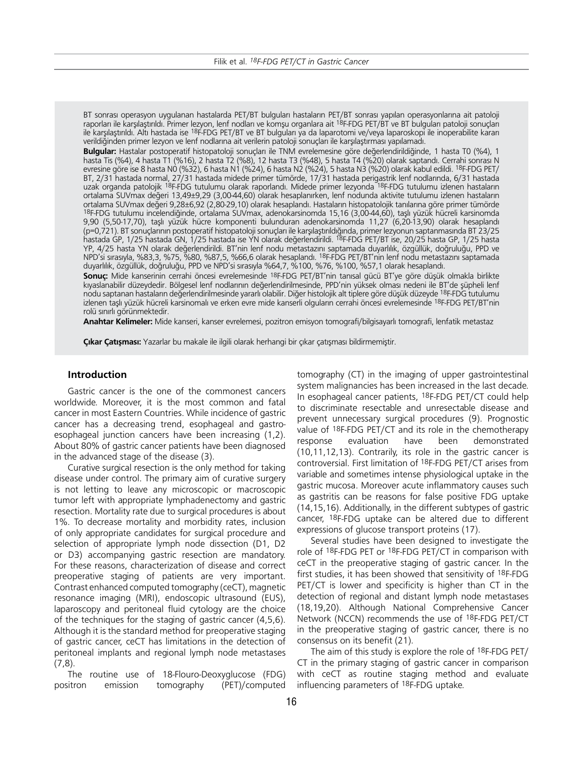BT sonrası operasyon uygulanan hastalarda PET/BT bulguları hastaların PET/BT sonrası yapılan operasyonlarına ait patoloji raporları ile karşılaştırıldı. Primer lezyon, lenf nodları ve komşu organlara ait $^{18}$F-FDG PET/BT ve BT bulguları patoloji sonuçları ile karşılaştırıldı. Altı hastada ise $^{18}$F-FDG PET/BT ve BT bulguları ya da laparotomi ve/veya laparoskopi ile inoperabilite kararı verildiğinden primer lezyon ve lenf nodlarına ait verilerin patoloji sonuçları ile karşılaştırması yapılamadı.

**Bulgular:** Hastalar postoperatif histopatoloji sonuçları ile TNM evrelemesine göre değerlendirildiğinde, 1 hasta T0 (%4), 1 hasta Tis (%4), 4 hasta T1 (%16), 2 hasta T2 (%8), 12 hasta T3 (%48), 5 hasta T4 (%20) olarak saptandı. Cerrahi sonrası N evresine göre ise 8 hasta N0 (%32), 6 hasta N1 (%24), 6 hasta N2 (%24), 5 hasta N3 (%20) olarak kabul edildi. $^{18}$F-FDG PET/BT, 2/31 hastada normal, 27/31 hastada midede primer tümörde, 17/31 hastada perigastrik lenf nodlarında, 6/31 hastada uzak organda patolojik $^{18}$F-FDG tutulumu olarak raporlandı. Midede primer lezyonda $^{18}$F-FDG tutulumu izlenen hastaların ortalama SUVmax değeri 13,49±9,29 (3,00-44,60) olarak hesaplanırken, lenf nodunda aktivite tutulumu izlenen hastaların ortalama SUVmax değeri 9,28±6,92 (2,80-29,10) olarak hesaplandı. Hastaların histopatolojik tanılarına göre primer tümörde $^{18}$F-FDG tutulumu incelendiğinde, ortalama SUVmax, adenokarsinomda 15,16 (3,00-44,60), taşlı yüzük hücreli karsinomda 9,90 (5,50-17,70), taşlı yüzük hücre komponenti bulunduran adenokarsinomda 11,27 (6,20-13,90) olarak hesaplandı (p=0,721). BT sonuçlarının postoperatif histopatoloji sonuçları ile karşılaştırıldığında, primer lezyonun saptanmasında BT 23/25 hastada GP, 1/25 hastada GN, 1/25 hastada ise YN olarak değerlendirildi. $^{18}$F-FDG PET/BT ise, 20/25 hasta GP, 1/25 hasta YP, 4/25 hasta YN olarak değerlendirildi. BT'nin lenf nodu metastazını saptamada duyarlılık, özgüllük, doğruluğu, PPD ve NPD'si sırasıyla, %83,3, %75, %80, %87,5, %66,6 olarak hesaplandı. $^{18}$F-FDG PET/BT'nin lenf nodu metastazını saptamada duyarlılık, özgüllük, doğruluğu, PPD ve NPD'si sırasıyla %64,7, %100, %76, %100, %57,1 olarak hesaplandı.

**Sonuç:** Mide kanserinin cerrahi öncesi evrelemesinde $^{18}$F-FDG PET/BT'nin tanısal gücü BT'ye göre düşük olmakla birlikte kıyaslanabilir düzeydedir. Bölgesel lenf nodlarının değerlendirilmesinde, PPD'nin yüksek olması nedeni ile BT'de şüpheli lenf nodu saptanan hastaların değerlendirilmesinde yararlı olabilir. Diğer histolojik alt tiplere göre düşük düzeyde $^{18}$F-FDG tutulumu izlenen taşlı yüzük hücreli karsinomalı ve erken evre mide kanserli olguların cerrahi öncesi evrelemesinde $^{18}$F-FDG PET/BT'nin rolü sınırlı görünmektedir.

**Anahtar Kelimeler:** Mide kanseri, kanser evrelemesi, pozitron emisyon tomografi/bilgisayarlı tomografi, lenfatik metastaz

**Çıkar Çatışması:** Yazarlar bu makale ile ilgili olarak herhangi bir çıkar çatışması bildirmemiştir.

## Introduction

Gastric cancer is the one of the commonest cancers worldwide. Moreover, it is the most common and fatal cancer in most Eastern Countries. While incidence of gastric cancer has a decreasing trend, esophageal and gastro-esophageal junction cancers have been increasing (1,2). About 80% of gastric cancer patients have been diagnosed in the advanced stage of the disease (3).

Curative surgical resection is the only method for taking disease under control. The primary aim of curative surgery is not letting to leave any microscopic or macroscopic tumor left with appropriate lymphadenectomy and gastric resection. Mortality rate due to surgical procedures is about 1%. To decrease mortality and morbidity rates, inclusion of only appropriate candidates for surgical procedure and selection of appropriate lymph node dissection (D1, D2 or D3) accompanying gastric resection are mandatory. For these reasons, characterization of disease and correct preoperative staging of patients are very important. Contrast enhanced computed tomography (ceCT), magnetic resonance imaging (MRI), endoscopic ultrasound (EUS), laparoscopy and peritoneal fluid cytology are the choice of the techniques for the staging of gastric cancer (4,5,6). Although it is the standard method for preoperative staging of gastric cancer, ceCT has limitations in the detection of peritoneal implants and regional lymph node metastases (7,8).

The routine use of 18-Flouro-Deoxyglucose (FDG) positron emission tomography (PET)/computed tomography (CT) in the imaging of upper gastrointestinal system malignancies has been increased in the last decade. In esophageal cancer patients, $^{18}$F-FDG PET/CT could help to discriminate resectable and unresectable disease and prevent unnecessary surgical procedures (9). Prognostic value of $^{18}$F-FDG PET/CT and its role in the chemotherapy response evaluation have been demonstrated (10,11,12,13). Contrarily, its role in the gastric cancer is controversial. First limitation of $^{18}$F-FDG PET/CT arises from variable and sometimes intense physiological uptake in the gastric mucosa. Moreover acute inflammatory causes such as gastritis can be reasons for false positive FDG uptake (14,15,16). Additionally, in the different subtypes of gastric cancer, $^{18}$F-FDG uptake can be altered due to different expressions of glucose transport proteins (17).

Several studies have been designed to investigate the role of $^{18}$F-FDG PET or $^{18}$F-FDG PET/CT in comparison with ceCT in the preoperative staging of gastric cancer. In the first studies, it has been showed that sensitivity of $^{18}$F-FDG PET/CT is lower and specificity is higher than CT in the detection of regional and distant lymph node metastases (18,19,20). Although National Comprehensive Cancer Network (NCCN) recommends the use of $^{18}$F-FDG PET/CT in the preoperative staging of gastric cancer, there is no consensus on its benefit (21).

The aim of this study is explore the role of $^{18}$F-FDG PET/CT in the primary staging of gastric cancer in comparison with ceCT as routine staging method and evaluate influencing parameters of $^{18}$F-FDG uptake.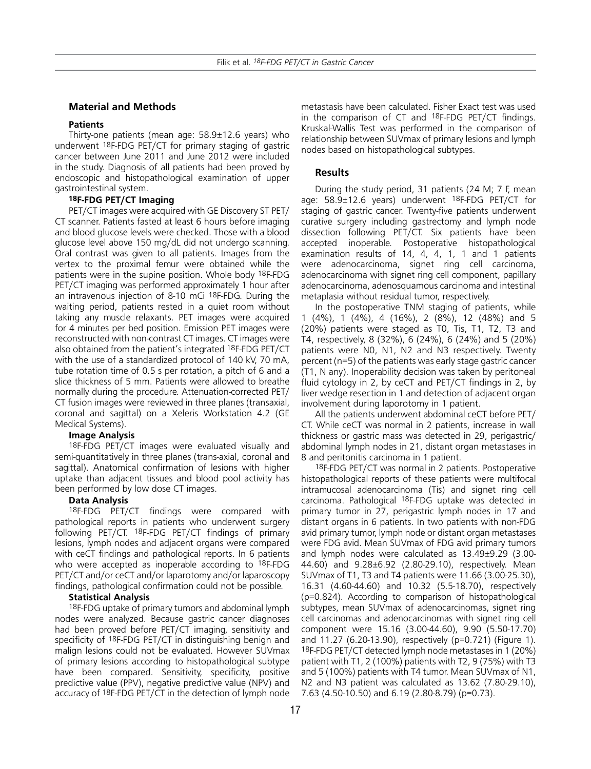## Material and Methods

### Patients

Thirty-one patients (mean age: 58.9±12.6 years) who underwent $^{18}$F-FDG PET/CT for primary staging of gastric cancer between June 2011 and June 2012 were included in the study. Diagnosis of all patients had been proved by endoscopic and histopathological examination of upper gastrointestinal system.

### $^{18}$F-FDG PET/CT Imaging

PET/CT images were acquired with GE Discovery ST PET/CT scanner. Patients fasted at least 6 hours before imaging and blood glucose levels were checked. Those with a blood glucose level above 150 mg/dL did not undergo scanning. Oral contrast was given to all patients. Images from the vertex to the proximal femur were obtained while the patients were in the supine position. Whole body $^{18}$F-FDG PET/CT imaging was performed approximately 1 hour after an intravenous injection of 8-10 mCi $^{18}$F-FDG. During the waiting period, patients rested in a quiet room without taking any muscle relaxants. PET images were acquired for 4 minutes per bed position. Emission PET images were reconstructed with non-contrast CT images. CT images were also obtained from the patient's integrated $^{18}$F-FDG PET/CT with the use of a standardized protocol of 140 kV, 70 mA, tube rotation time of 0.5 s per rotation, a pitch of 6 and a slice thickness of 5 mm. Patients were allowed to breathe normally during the procedure. Attenuation-corrected PET/CT fusion images were reviewed in three planes (transaxial, coronal and sagittal) on a Xeleris Workstation 4.2 (GE Medical Systems).

### Image Analysis

$^{18}$F-FDG PET/CT images were evaluated visually and semi-quantitatively in three planes (trans-axial, coronal and sagittal). Anatomical confirmation of lesions with higher uptake than adjacent tissues and blood pool activity has been performed by low dose CT images.

### Data Analysis

$^{18}$F-FDG PET/CT findings were compared with pathological reports in patients who underwent surgery following PET/CT. $^{18}$F-FDG PET/CT findings of primary lesions, lymph nodes and adjacent organs were compared with ceCT findings and pathological reports. In 6 patients who were accepted as inoperable according to $^{18}$F-FDG PET/CT and/or ceCT and/or laparotomy and/or laparoscopy findings, pathological confirmation could not be possible.

### Statistical Analysis

$^{18}$F-FDG uptake of primary tumors and abdominal lymph nodes were analyzed. Because gastric cancer diagnoses had been proved before PET/CT imaging, sensitivity and specificity of $^{18}$F-FDG PET/CT in distinguishing benign and malign lesions could not be evaluated. However SUVmax of primary lesions according to histopathological subtype have been compared. Sensitivity, specificity, positive predictive value (PPV), negative predictive value (NPV) and accuracy of $^{18}$F-FDG PET/CT in the detection of lymph node metastasis have been calculated. Fisher Exact test was used in the comparison of CT and $^{18}$F-FDG PET/CT findings. Kruskal-Wallis Test was performed in the comparison of relationship between SUVmax of primary lesions and lymph nodes based on histopathological subtypes.

## Results

During the study period, 31 patients (24 M; 7 F, mean age: 58.9±12.6 years) underwent $^{18}$F-FDG PET/CT for staging of gastric cancer. Twenty-five patients underwent curative surgery including gastrectomy and lymph node dissection following PET/CT. Six patients have been accepted inoperable. Postoperative histopathological examination results of 14, 4, 4, 1, 1 and 1 patients were adenocarcinoma, signet ring cell carcinoma, adenocarcinoma with signet ring cell component, papillary adenocarcinoma, adenosquamous carcinoma and intestinal metaplasia without residual tumor, respectively.

In the postoperative TNM staging of patients, while 1 (4%), 1 (4%), 4 (16%), 2 (8%), 12 (48%) and 5 (20%) patients were staged as T0, Tis, T1, T2, T3 and T4, respectively, 8 (32%), 6 (24%), 6 (24%) and 5 (20%) patients were N0, N1, N2 and N3 respectively. Twenty percent (n=5) of the patients was early stage gastric cancer (T1, N any). Inoperability decision was taken by peritoneal fluid cytology in 2, by ceCT and PET/CT findings in 2, by liver wedge resection in 1 and detection of adjacent organ involvement during laporotomy in 1 patient.

All the patients underwent abdominal ceCT before PET/CT. While ceCT was normal in 2 patients, increase in wall thickness or gastric mass was detected in 29, perigastric/abdominal lymph nodes in 21, distant organ metastases in 8 and peritonitis carcinoma in 1 patient.

$^{18}$F-FDG PET/CT was normal in 2 patients. Postoperative histopathological reports of these patients were multifocal intramucosal adenocarcinoma (Tis) and signet ring cell carcinoma. Pathological $^{18}$F-FDG uptake was detected in primary tumor in 27, perigastric lymph nodes in 17 and distant organs in 6 patients. In two patients with non-FDG avid primary tumor, lymph node or distant organ metastases were FDG avid. Mean SUVmax of FDG avid primary tumors and lymph nodes were calculated as 13.49±9.29 (3.00-44.60) and 9.28±6.92 (2.80-29.10), respectively. Mean SUVmax of T1, T3 and T4 patients were 11.66 (3.00-25.30), 16.31 (4.60-44.60) and 10.32 (5.5-18.70), respectively ($p=0.824$). According to comparison of histopathological subtypes, mean SUVmax of adenocarcinomas, signet ring cell carcinomas and adenocarcinomas with signet ring cell component were 15.16 (3.00-44.60), 9.90 (5.50-17.70) and 11.27 (6.20-13.90), respectively ($p=0.721$) (Figure 1). $^{18}$F-FDG PET/CT detected lymph node metastases in 1 (20%) patient with T1, 2 (100%) patients with T2, 9 (75%) with T3 and 5 (100%) patients with T4 tumor. Mean SUVmax of N1, N2 and N3 patient was calculated as 13.62 (7.80-29.10), 7.63 (4.50-10.50) and 6.19 (2.80-8.79) ($p=0.73$).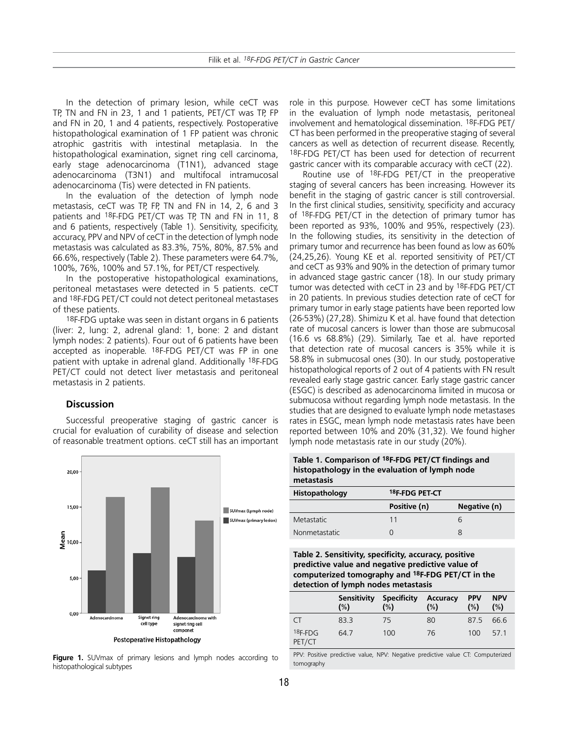In the detection of primary lesion, while ceCT was TP, TN and FN in 23, 1 and 1 patients, PET/CT was TP, FP and FN in 20, 1 and 4 patients, respectively. Postoperative histopathological examination of 1 FP patient was chronic atrophic gastritis with intestinal metaplasia. In the histopathological examination, signet ring cell carcinoma, early stage adenocarcinoma (T1N1), advanced stage adenocarcinoma (T3N1) and multifocal intramucosal adenocarcinoma (Tis) were detected in FN patients.

In the evaluation of the detection of lymph node metastasis, ceCT was TP, FP, TN and FN in 14, 2, 6 and 3 patients and [18]F-FDG PET/CT was TP, TN and FN in 11, 8 and 6 patients, respectively (Table 1). Sensitivity, specificity, accuracy, PPV and NPV of ceCT in the detection of lymph node metastasis was calculated as 83.3%, 75%, 80%, 87.5% and 66.6%, respectively (Table 2). These parameters were 64.7%, 100%, 76%, 100% and 57.1%, for PET/CT respectively.

In the postoperative histopathological examinations, peritoneal metastases were detected in 5 patients. ceCT and [18]F-FDG PET/CT could not detect peritoneal metastases of these patients.

[18]F-FDG uptake was seen in distant organs in 6 patients (liver: 2, lung: 2, adrenal gland: 1, bone: 2 and distant lymph nodes: 2 patients). Four out of 6 patients have been accepted as inoperable. [18]F-FDG PET/CT was FP in one patient with uptake in adrenal gland. Additionally [18]F-FDG PET/CT could not detect liver metastasis and peritoneal metastasis in 2 patients.

## Discussion

Successful preoperative staging of gastric cancer is crucial for evaluation of curability of disease and selection of reasonable treatment options. ceCT still has an important role in this purpose. However ceCT has some limitations in the evaluation of lymph node metastasis, peritoneal involvement and hematological dissemination. [18]F-FDG PET/CT has been performed in the preoperative staging of several cancers as well as detection of recurrent disease. Recently, [18]F-FDG PET/CT has been used for detection of recurrent gastric cancer with its comparable accuracy with ceCT (22).

Routine use of [18]F-FDG PET/CT in the preoperative staging of several cancers has been increasing. However its benefit in the staging of gastric cancer is still controversial. In the first clinical studies, sensitivity, specificity and accuracy of [18]F-FDG PET/CT in the detection of primary tumor has been reported as 93%, 100% and 95%, respectively (23). In the following studies, its sensitivity in the detection of primary tumor and recurrence has been found as low as 60% (24,25,26). Young KE et al. reported sensitivity of PET/CT and ceCT as 93% and 90% in the detection of primary tumor in advanced stage gastric cancer (18). In our study primary tumor was detected with ceCT in 23 and by [18]F-FDG PET/CT in 20 patients. In previous studies detection rate of ceCT for primary tumor in early stage patients have been reported low (26-53%) (27,28). Shimizu K et al. have found that detection rate of mucosal cancers is lower than those are submucosal (16.6 vs 68.8%) (29). Similarly, Tae et al. have reported that detection rate of mucosal cancers is 35% while it is 58.8% in submucosal ones (30). In our study, postoperative histopathological reports of 2 out of 4 patients with FN result revealed early stage gastric cancer. Early stage gastric cancer (ESGC) is described as adenocarcinoma limited in mucosa or submucosa without regarding lymph node metastasis. In the studies that are designed to evaluate lymph node metastases rates in ESGC, mean lymph node metastasis rates have been reported between 10% and 20% (31,32). We found higher lymph node metastasis rate in our study (20%).

**Figure 1.** SUVmax of primary lesions and lymph nodes according to histopathological subtypes

**Table 1. Comparison of [18]F-FDG PET/CT findings and histopathology in the evaluation of lymph node metastasis**

| Histopathology | [18]F-FDG PET-CT | |
|---|---|---|
| | Positive (n) | Negative (n) |
| Metastatic | 11 | 6 |
| Nonmetastatic | 0 | 8 |

**Table 2. Sensitivity, specificity, accuracy, positive predictive value and negative predictive value of computerized tomography and [18]F-FDG PET/CT in the detection of lymph nodes metastasis**

| | Sensitivity (%) | Specificity (%) | Accuracy (%) | PPV (%) | NPV (%) |
|---|---|---|---|---|---|
| CT | 83.3 | 75 | 80 | 87.5 | 66.6 |
| [18]F-FDG PET/CT | 64.7 | 100 | 76 | 100 | 57.1 |

PPV: Positive predictive value, NPV: Negative predictive value CT: Computerized tomography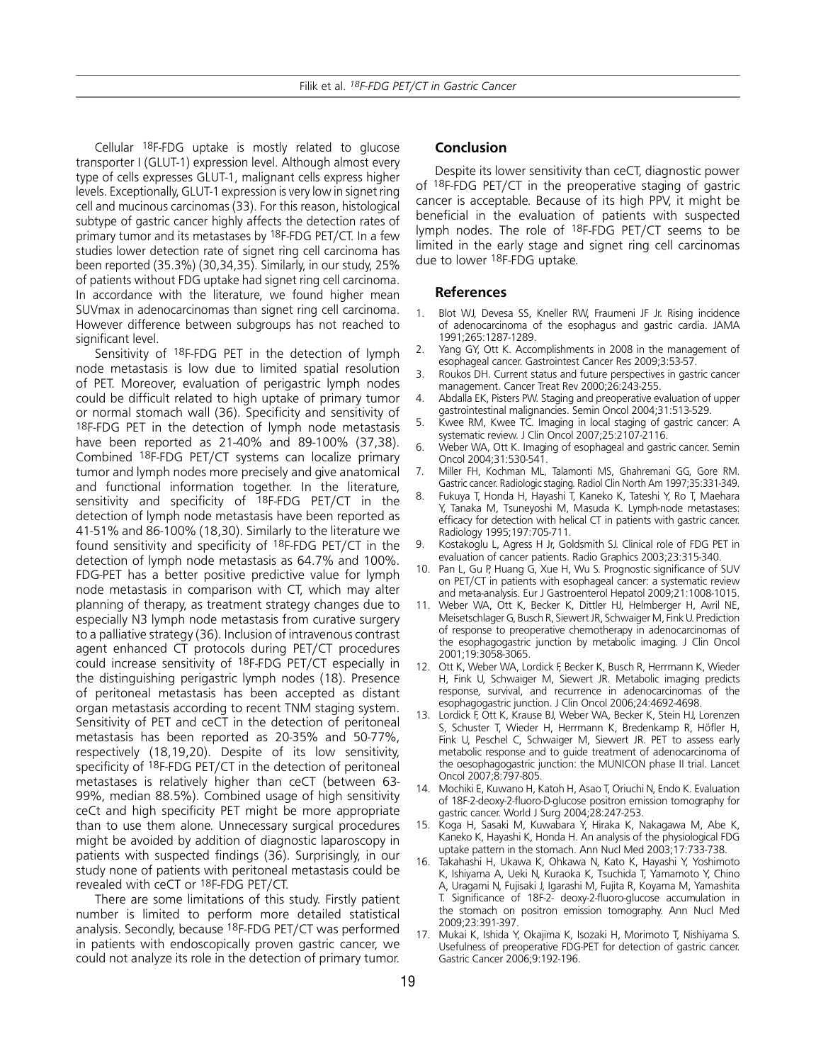Cellular $^{18}$F-FDG uptake is mostly related to glucose transporter I (GLUT-1) expression level. Although almost every type of cells expresses GLUT-1, malignant cells express higher levels. Exceptionally, GLUT-1 expression is very low in signet ring cell and mucinous carcinomas (33). For this reason, histological subtype of gastric cancer highly affects the detection rates of primary tumor and its metastases by $^{18}$F-FDG PET/CT. In a few studies lower detection rate of signet ring cell carcinoma has been reported (35.3%) (30,34,35). Similarly, in our study, 25% of patients without FDG uptake had signet ring cell carcinoma. In accordance with the literature, we found higher mean SUVmax in adenocarcinomas than signet ring cell carcinoma. However difference between subgroups has not reached to significant level.

Sensitivity of $^{18}$F-FDG PET in the detection of lymph node metastasis is low due to limited spatial resolution of PET. Moreover, evaluation of perigastric lymph nodes could be difficult related to high uptake of primary tumor or normal stomach wall (36). Specificity and sensitivity of $^{18}$F-FDG PET in the detection of lymph node metastasis have been reported as 21-40% and 89-100% (37,38). Combined $^{18}$F-FDG PET/CT systems can localize primary tumor and lymph nodes more precisely and give anatomical and functional information together. In the literature, sensitivity and specificity of $^{18}$F-FDG PET/CT in the detection of lymph node metastasis have been reported as 41-51% and 86-100% (18,30). Similarly to the literature we found sensitivity and specificity of $^{18}$F-FDG PET/CT in the detection of lymph node metastasis as 64.7% and 100%. FDG-PET has a better positive predictive value for lymph node metastasis in comparison with CT, which may alter planning of therapy, as treatment strategy changes due to especially N3 lymph node metastasis from curative surgery to a palliative strategy (36). Inclusion of intravenous contrast agent enhanced CT protocols during PET/CT procedures could increase sensitivity of $^{18}$F-FDG PET/CT especially in the distinguishing perigastric lymph nodes (18). Presence of peritoneal metastasis has been accepted as distant organ metastasis according to recent TNM staging system. Sensitivity of PET and ceCT in the detection of peritoneal metastasis has been reported as 20-35% and 50-77%, respectively (18,19,20). Despite of its low sensitivity, specificity of $^{18}$F-FDG PET/CT in the detection of peritoneal metastases is relatively higher than ceCT (between 63-99%, median 88.5%). Combined usage of high sensitivity ceCt and high specificity PET might be more appropriate than to use them alone. Unnecessary surgical procedures might be avoided by addition of diagnostic laparoscopy in patients with suspected findings (36). Surprisingly, in our study none of patients with peritoneal metastasis could be revealed with ceCT or $^{18}$F-FDG PET/CT.

There are some limitations of this study. Firstly patient number is limited to perform more detailed statistical analysis. Secondly, because $^{18}$F-FDG PET/CT was performed in patients with endoscopically proven gastric cancer, we could not analyze its role in the detection of primary tumor.

## Conclusion

Despite its lower sensitivity than ceCT, diagnostic power of $^{18}$F-FDG PET/CT in the preoperative staging of gastric cancer is acceptable. Because of its high PPV, it might be beneficial in the evaluation of patients with suspected lymph nodes. The role of $^{18}$F-FDG PET/CT seems to be limited in the early stage and signet ring cell carcinomas due to lower $^{18}$F-FDG uptake.

## References

1. Blot WJ, Devesa SS, Kneller RW, Fraumeni JF Jr. Rising incidence of adenocarcinoma of the esophagus and gastric cardia. JAMA 1991;265:1287-1289.
2. Yang GY, Ott K. Accomplishments in 2008 in the management of esophageal cancer. Gastrointest Cancer Res 2009;3:53-57.
3. Roukos DH. Current status and future perspectives in gastric cancer management. Cancer Treat Rev 2000;26:243-255.
4. Abdalla EK, Pisters PW. Staging and preoperative evaluation of upper gastrointestinal malignancies. Semin Oncol 2004;31:513-529.
5. Kwee RM, Kwee TC. Imaging in local staging of gastric cancer: A systematic review. J Clin Oncol 2007;25:2107-2116.
6. Weber WA, Ott K. Imaging of esophageal and gastric cancer. Semin Oncol 2004;31:530-541.
7. Miller FH, Kochman ML, Talamonti MS, Ghahremani GG, Gore RM. Gastric cancer. Radiologic staging. Radiol Clin North Am 1997;35:331-349.
8. Fukuya T, Honda H, Hayashi T, Kaneko K, Tateshi Y, Ro T, Maehara Y, Tanaka M, Tsuneyoshi M, Masuda K. Lymph-node metastases: efficacy for detection with helical CT in patients with gastric cancer. Radiology 1995;197:705-711.
9. Kostakoglu L, Agress H Jr, Goldsmith SJ. Clinical role of FDG PET in evaluation of cancer patients. Radio Graphics 2003;23:315-340.
10. Pan L, Gu P, Huang G, Xue H, Wu S. Prognostic significance of SUV on PET/CT in patients with esophageal cancer: a systematic review and meta-analysis. Eur J Gastroenterol Hepatol 2009;21:1008-1015.
11. Weber WA, Ott K, Becker K, Dittler HJ, Helmberger H, Avril NE, Meisetschlager G, Busch R, Siewert JR, Schwaiger M, Fink U. Prediction of response to preoperative chemotherapy in adenocarcinomas of the esophagogastric junction by metabolic imaging. J Clin Oncol 2001;19:3058-3065.
12. Ott K, Weber WA, Lordick F, Becker K, Busch R, Herrmann K, Wieder H, Fink U, Schwaiger M, Siewert JR. Metabolic imaging predicts response, survival, and recurrence in adenocarcinomas of the esophagogastric junction. J Clin Oncol 2006;24:4692-4698.
13. Lordick F, Ott K, Krause BJ, Weber WA, Becker K, Stein HJ, Lorenzen S, Schuster T, Wieder H, Herrmann K, Bredenkamp R, Höfler H, Fink U, Peschel C, Schwaiger M, Siewert JR. PET to assess early metabolic response and to guide treatment of adenocarcinoma of the oesophagogastric junction: the MUNICON phase II trial. Lancet Oncol 2007;8:797-805.
14. Mochiki E, Kuwano H, Katoh H, Asao T, Oriuchi N, Endo K. Evaluation of 18F-2-deoxy-2-fluoro-D-glucose positron emission tomography for gastric cancer. World J Surg 2004;28:247-253.
15. Koga H, Sasaki M, Kuwabara Y, Hiraka K, Nakagawa M, Abe K, Kaneko K, Hayashi K, Honda H. An analysis of the physiological FDG uptake pattern in the stomach. Ann Nucl Med 2003;17:733-738.
16. Takahashi H, Ukawa K, Ohkawa N, Kato K, Hayashi Y, Yoshimoto K, Ishiyama A, Ueki N, Kuraoka K, Tsuchida T, Yamamoto Y, Chino A, Uragami N, Fujisaki J, Igarashi M, Fujita R, Koyama M, Yamashita T. Significance of 18F-2- deoxy-2-fluoro-glucose accumulation in the stomach on positron emission tomography. Ann Nucl Med 2009;23:391-397.
17. Mukai K, Ishida Y, Okajima K, Isozaki H, Morimoto T, Nishiyama S. Usefulness of preoperative FDG-PET for detection of gastric cancer. Gastric Cancer 2006;9:192-196.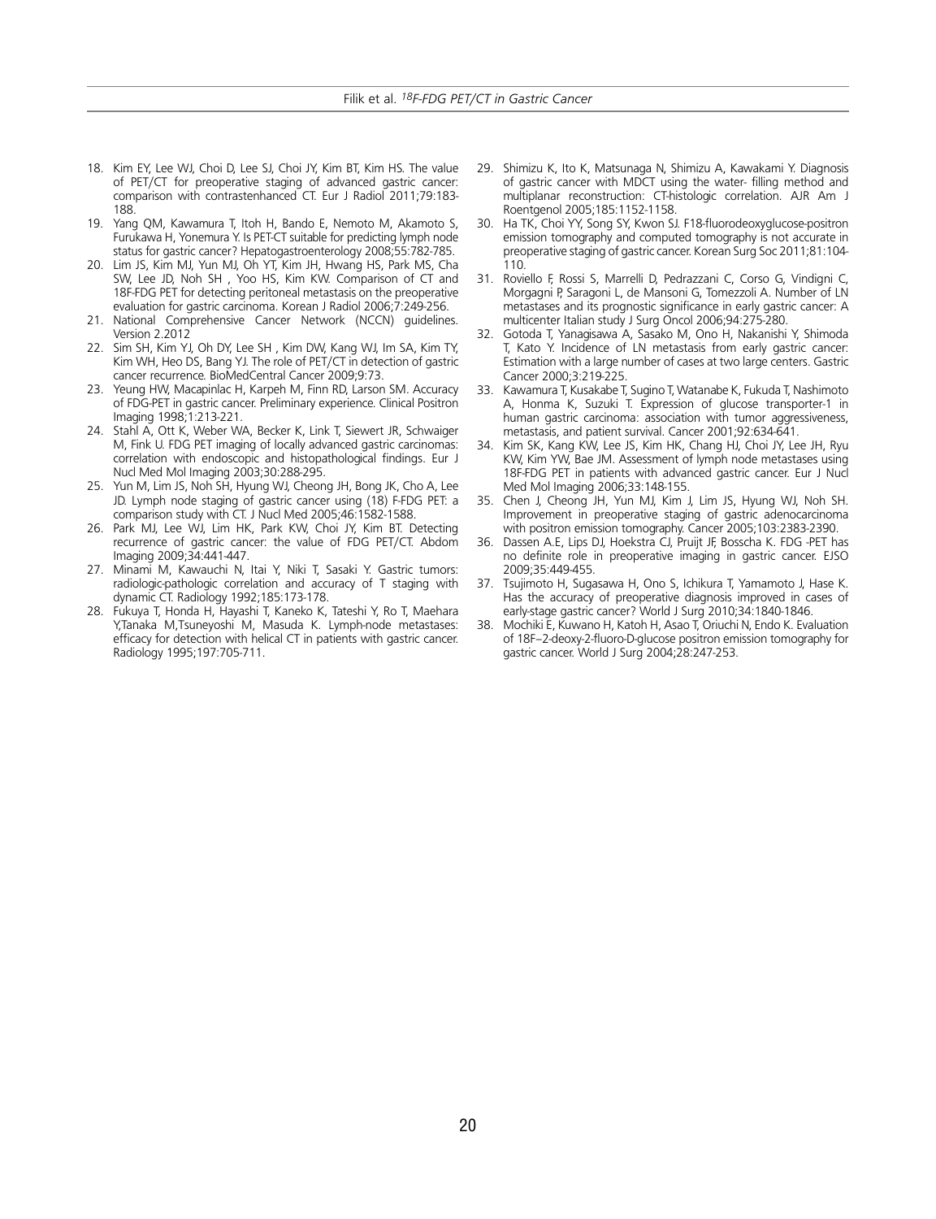18. Kim EY, Lee WJ, Choi D, Lee SJ, Choi JY, Kim BT, Kim HS. The value of PET/CT for preoperative staging of advanced gastric cancer: comparison with contrastenhanced CT. Eur J Radiol 2011;79:183-188.
19. Yang QM, Kawamura T, Itoh H, Bando E, Nemoto M, Akamoto S, Furukawa H, Yonemura Y. Is PET-CT suitable for predicting lymph node status for gastric cancer? Hepatogastroenterology 2008;55:782-785.
20. Lim JS, Kim MJ, Yun MJ, Oh YT, Kim JH, Hwang HS, Park MS, Cha SW, Lee JD, Noh SH , Yoo HS, Kim KW. Comparison of CT and 18F-FDG PET for detecting peritoneal metastasis on the preoperative evaluation for gastric carcinoma. Korean J Radiol 2006;7:249-256.
21. National Comprehensive Cancer Network (NCCN) guidelines. Version 2.2012
22. Sim SH, Kim YJ, Oh DY, Lee SH , Kim DW, Kang WJ, Im SA, Kim TY, Kim WH, Heo DS, Bang YJ. The role of PET/CT in detection of gastric cancer recurrence. BioMedCentral Cancer 2009;9:73.
23. Yeung HW, Macapinlac H, Karpeh M, Finn RD, Larson SM. Accuracy of FDG-PET in gastric cancer. Preliminary experience. Clinical Positron Imaging 1998;1:213-221.
24. Stahl A, Ott K, Weber WA, Becker K, Link T, Siewert JR, Schwaiger M, Fink U. FDG PET imaging of locally advanced gastric carcinomas: correlation with endoscopic and histopathological findings. Eur J Nucl Med Mol Imaging 2003;30:288-295.
25. Yun M, Lim JS, Noh SH, Hyung WJ, Cheong JH, Bong JK, Cho A, Lee JD. Lymph node staging of gastric cancer using (18) F-FDG PET: a comparison study with CT. J Nucl Med 2005;46:1582-1588.
26. Park MJ, Lee WJ, Lim HK, Park KW, Choi JY, Kim BT. Detecting recurrence of gastric cancer: the value of FDG PET/CT. Abdom Imaging 2009;34:441-447.
27. Minami M, Kawauchi N, Itai Y, Niki T, Sasaki Y. Gastric tumors: radiologic-pathologic correlation and accuracy of T staging with dynamic CT. Radiology 1992;185:173-178.
28. Fukuya T, Honda H, Hayashi T, Kaneko K, Tateshi Y, Ro T, Maehara Y,Tanaka M,Tsuneyoshi M, Masuda K. Lymph-node metastases: efficacy for detection with helical CT in patients with gastric cancer. Radiology 1995;197:705-711.
29. Shimizu K, Ito K, Matsunaga N, Shimizu A, Kawakami Y. Diagnosis of gastric cancer with MDCT using the water- filling method and multiplanar reconstruction: CT-histologic correlation. AJR Am J Roentgenol 2005;185:1152-1158.
30. Ha TK, Choi YY, Song SY, Kwon SJ. F18-fluorodeoxyglucose-positron emission tomography and computed tomography is not accurate in preoperative staging of gastric cancer. Korean Surg Soc 2011;81:104-110.
31. Roviello F, Rossi S, Marrelli D, Pedrazzani C, Corso G, Vindigni C, Morgagni P, Saragoni L, de Mansoni G, Tomezzoli A. Number of LN metastases and its prognostic significance in early gastric cancer: A multicenter Italian study J Surg Oncol 2006;94:275-280.
32. Gotoda T, Yanagisawa A, Sasako M, Ono H, Nakanishi Y, Shimoda T, Kato Y. Incidence of LN metastasis from early gastric cancer: Estimation with a large number of cases at two large centers. Gastric Cancer 2000;3:219-225.
33. Kawamura T, Kusakabe T, Sugino T, Watanabe K, Fukuda T, Nashimoto A, Honma K, Suzuki T. Expression of glucose transporter-1 in human gastric carcinoma: association with tumor aggressiveness, metastasis, and patient survival. Cancer 2001;92:634-641.
34. Kim SK, Kang KW, Lee JS, Kim HK, Chang HJ, Choi JY, Lee JH, Ryu KW, Kim YW, Bae JM. Assessment of lymph node metastases using 18F-FDG PET in patients with advanced gastric cancer. Eur J Nucl Med Mol Imaging 2006;33:148-155.
35. Chen J, Cheong JH, Yun MJ, Kim J, Lim JS, Hyung WJ, Noh SH. Improvement in preoperative staging of gastric adenocarcinoma with positron emission tomography. Cancer 2005;103:2383-2390.
36. Dassen A.E, Lips DJ, Hoekstra CJ, Pruijt JF, Bosscha K. FDG -PET has no definite role in preoperative imaging in gastric cancer. EJSO 2009;35:449-455.
37. Tsujimoto H, Sugasawa H, Ono S, Ichikura T, Yamamoto J, Hase K. Has the accuracy of preoperative diagnosis improved in cases of early-stage gastric cancer? World J Surg 2010;34:1840-1846.
38. Mochiki E, Kuwano H, Katoh H, Asao T, Oriuchi N, Endo K. Evaluation of 18F–2-deoxy-2-fluoro-D-glucose positron emission tomography for gastric cancer. World J Surg 2004;28:247-253.